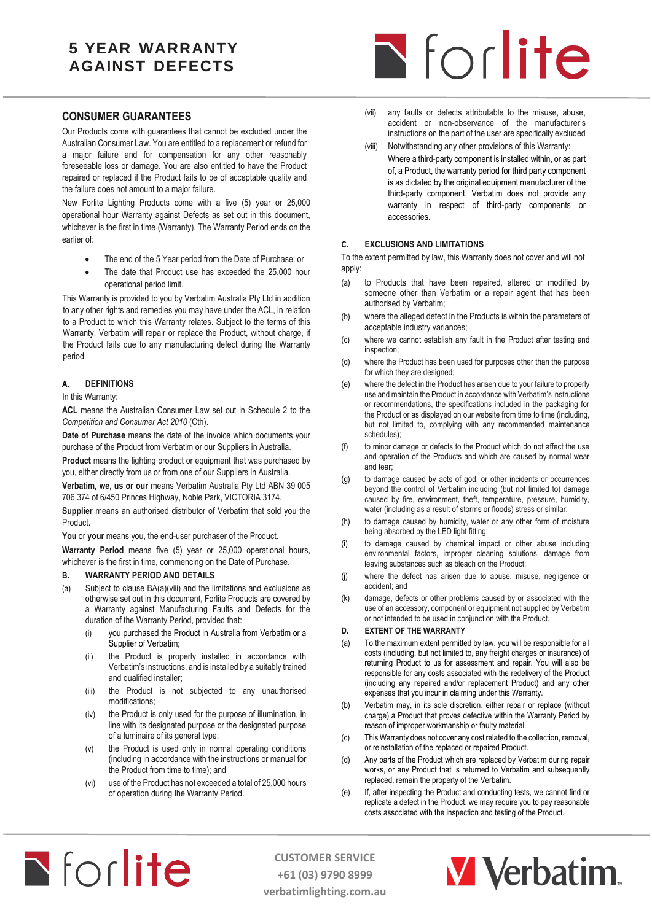# 5 YEAR WARRANTY AGAINST DEFECTS

forlite

## CONSUMER GUARANTEES

Our Products come with guarantees that cannot be excluded under the Australian Consumer Law. You are entitled to a replacement or refund for a major failure and for compensation for any other reasonably foreseeable loss or damage. You are also entitled to have the Product repaired or replaced if the Product fails to be of acceptable quality and the failure does not amount to a major failure.

New Forlite Lighting Products come with a five (5) year or 25,000 operational hour Warranty against Defects as set out in this document, whichever is the first in time (Warranty). The Warranty Period ends on the earlier of:

- The end of the 5 Year period from the Date of Purchase; or
- The date that Product use has exceeded the 25,000 hour operational period limit.

This Warranty is provided to you by Verbatim Australia Pty Ltd in addition to any other rights and remedies you may have under the ACL, in relation to a Product to which this Warranty relates. Subject to the terms of this Warranty, Verbatim will repair or replace the Product, without charge, if the Product fails due to any manufacturing defect during the Warranty period.

### A. DEFINITIONS

In this Warranty:

**ACL** means the Australian Consumer Law set out in Schedule 2 to the *Competition and Consumer Act 2010* (Cth).

**Date of Purchase** means the date of the invoice which documents your purchase of the Product from Verbatim or our Suppliers in Australia.

**Product** means the lighting product or equipment that was purchased by you, either directly from us or from one of our Suppliers in Australia.

**Verbatim, we, us or our** means Verbatim Australia Pty Ltd ABN 39 005 706 374 of 6/450 Princes Highway, Noble Park, VICTORIA 3174.

**Supplier** means an authorised distributor of Verbatim that sold you the Product.

**You** or **your** means you, the end-user purchaser of the Product.

**Warranty Period** means five (5) year or 25,000 operational hours, whichever is the first in time, commencing on the Date of Purchase.

### B. WARRANTY PERIOD AND DETAILS

(a) Subject to clause BA(a)(viii) and the limitations and exclusions as otherwise set out in this document, Forlite Products are covered by a Warranty against Manufacturing Faults and Defects for the duration of the Warranty Period, provided that:

- (i) you purchased the Product in Australia from Verbatim or a Supplier of Verbatim;
- (ii) the Product is properly installed in accordance with Verbatim's instructions, and is installed by a suitably trained and qualified installer;
- (iii) the Product is not subjected to any unauthorised modifications;
- (iv) the Product is only used for the purpose of illumination, in line with its designated purpose or the designated purpose of a luminaire of its general type;
- (v) the Product is used only in normal operating conditions (including in accordance with the instructions or manual for the Product from time to time); and
- (vi) use of the Product has not exceeded a total of 25,000 hours of operation during the Warranty Period.
- (vii) any faults or defects attributable to the misuse, abuse, accident or non-observance of the manufacturer's instructions on the part of the user are specifically excluded
- (viii) Notwithstanding any other provisions of this Warranty: Where a third-party component is installed within, or as part of, a Product, the warranty period for third party component is as dictated by the original equipment manufacturer of the third-party component. Verbatim does not provide any warranty in respect of third-party components or accessories.

### C. EXCLUSIONS AND LIMITATIONS

To the extent permitted by law, this Warranty does not cover and will not apply:

(a) to Products that have been repaired, altered or modified by someone other than Verbatim or a repair agent that has been authorised by Verbatim;

(b) where the alleged defect in the Products is within the parameters of acceptable industry variances;

(c) where we cannot establish any fault in the Product after testing and inspection;

(d) where the Product has been used for purposes other than the purpose for which they are designed;

(e) where the defect in the Product has arisen due to your failure to properly use and maintain the Product in accordance with Verbatim's instructions or recommendations, the specifications included in the packaging for the Product or as displayed on our website from time to time (including, but not limited to, complying with any recommended maintenance schedules);

(f) to minor damage or defects to the Product which do not affect the use and operation of the Products and which are caused by normal wear and tear;

(g) to damage caused by acts of god, or other incidents or occurrences beyond the control of Verbatim including (but not limited to) damage caused by fire, environment, theft, temperature, pressure, humidity, water (including as a result of storms or floods) stress or similar;

(h) to damage caused by humidity, water or any other form of moisture being absorbed by the LED light fitting;

(i) to damage caused by chemical impact or other abuse including environmental factors, improper cleaning solutions, damage from leaving substances such as bleach on the Product;

(j) where the defect has arisen due to abuse, misuse, negligence or accident; and

(k) damage, defects or other problems caused by or associated with the use of an accessory, component or equipment not supplied by Verbatim or not intended to be used in conjunction with the Product.

### D. EXTENT OF THE WARRANTY

(a) To the maximum extent permitted by law, you will be responsible for all costs (including, but not limited to, any freight charges or insurance) of returning Product to us for assessment and repair. You will also be responsible for any costs associated with the redelivery of the Product (including any repaired and/or replacement Product) and any other expenses that you incur in claiming under this Warranty.

(b) Verbatim may, in its sole discretion, either repair or replace (without charge) a Product that proves defective within the Warranty Period by reason of improper workmanship or faulty material.

(c) This Warranty does not cover any cost related to the collection, removal, or reinstallation of the replaced or repaired Product.

(d) Any parts of the Product which are replaced by Verbatim during repair works, or any Product that is returned to Verbatim and subsequently replaced, remain the property of the Verbatim.

(e) If, after inspecting the Product and conducting tests, we cannot find or replicate a defect in the Product, we may require you to pay reasonable costs associated with the inspection and testing of the Product.

forlite

**CUSTOMER SERVICE**
**+61 (03) 9790 8999**
**verbatimlighting.com.au**

Verbatim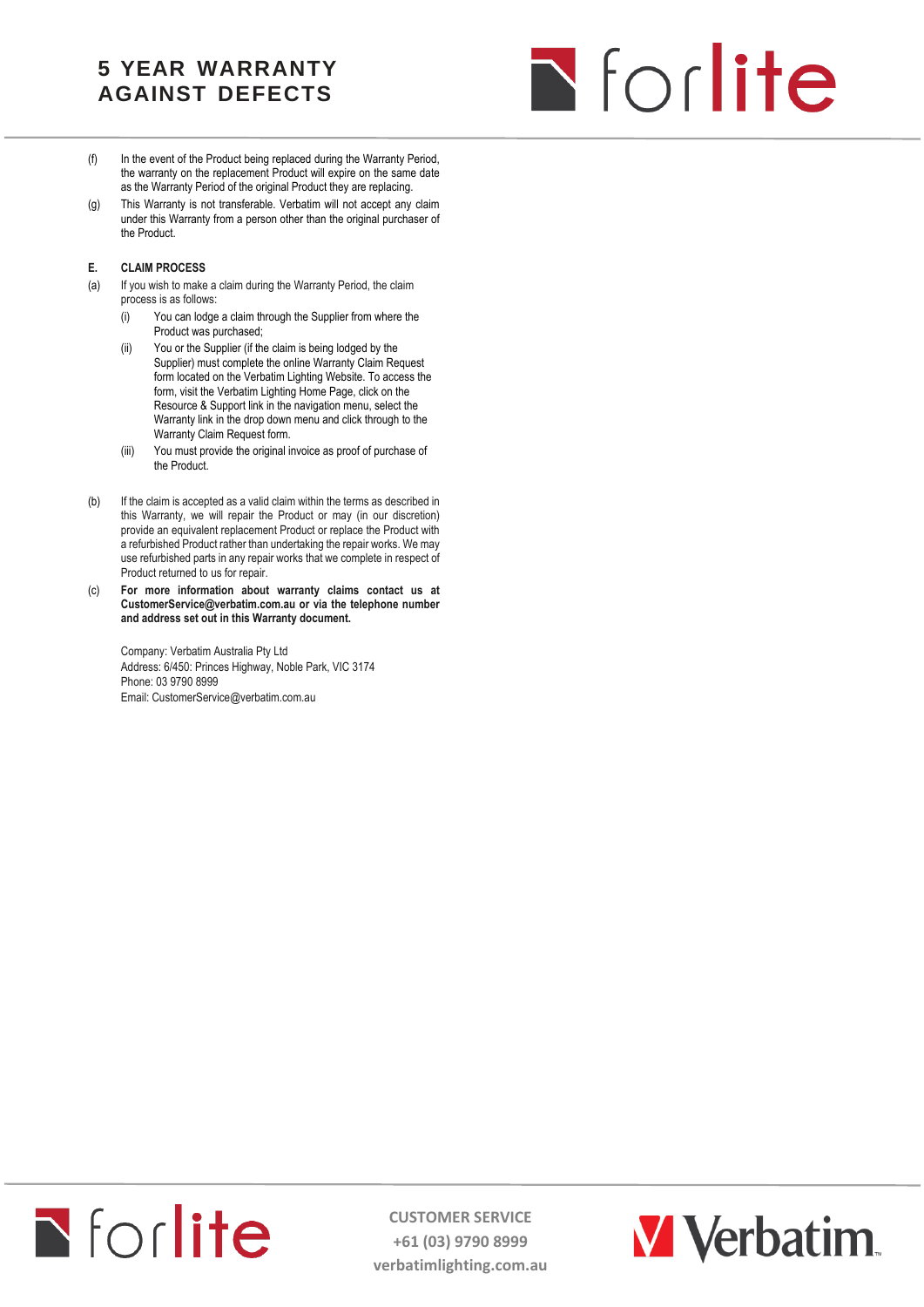(f) In the event of the Product being replaced during the Warranty Period, the warranty on the replacement Product will expire on the same date as the Warranty Period of the original Product they are replacing.

(g) This Warranty is not transferable. Verbatim will not accept any claim under this Warranty from a person other than the original purchaser of the Product.

**E. CLAIM PROCESS**

(a) If you wish to make a claim during the Warranty Period, the claim process is as follows:

   (i) You can lodge a claim through the Supplier from where the Product was purchased;

   (ii) You or the Supplier (if the claim is being lodged by the Supplier) must complete the online Warranty Claim Request form located on the Verbatim Lighting Website. To access the form, visit the Verbatim Lighting Home Page, click on the Resource & Support link in the navigation menu, select the Warranty link in the drop down menu and click through to the Warranty Claim Request form.

   (iii) You must provide the original invoice as proof of purchase of the Product.

(b) If the claim is accepted as a valid claim within the terms as described in this Warranty, we will repair the Product or may (in our discretion) provide an equivalent replacement Product or replace the Product with a refurbished Product rather than undertaking the repair works. We may use refurbished parts in any repair works that we complete in respect of Product returned to us for repair.

(c) **For more information about warranty claims contact us at CustomerService@verbatim.com.au or via the telephone number and address set out in this Warranty document.**

Company: Verbatim Australia Pty Ltd
Address: 6/450: Princes Highway, Noble Park, VIC 3174
Phone: 03 9790 8999
Email: CustomerService@verbatim.com.au